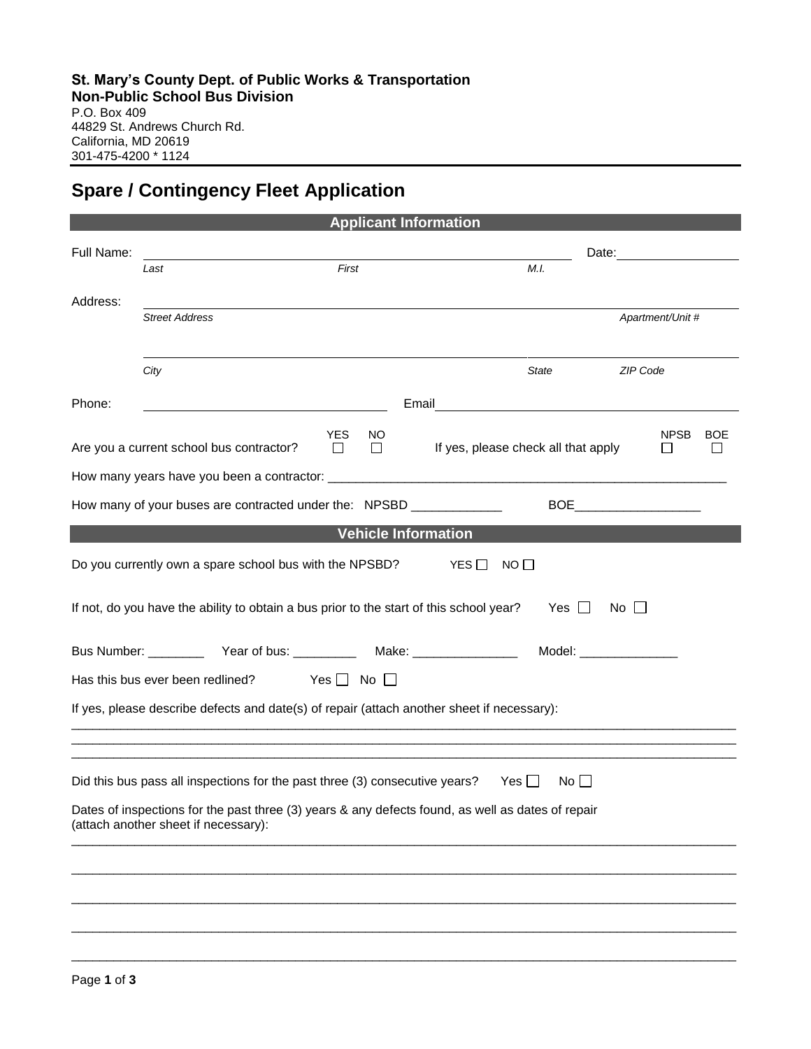**St. Mary's County Dept. of Public Works & Transportation**
**Non-Public School Bus Division**
P.O. Box 409
44829 St. Andrews Church Rd.
California, MD 20619
301-475-4200 * 1124

# Spare / Contingency Fleet Application

## Applicant Information

Full Name: ______________________________________________ Date: ______________
*Last* *First* *M.I.*

Address: __________________________________________________________________
*Street Address* *Apartment/Unit #*

__________________________________________________________________
*City* *State* *ZIP Code*

Phone: ______________________ Email ______________________________

Are you a current school bus contractor? YES ☐ NO ☐ If yes, please check all that apply NPSB ☐ BOE ☐

How many years have you been a contractor: ___________________________________________________________

How many of your buses are contracted under the: NPSBD _____________ BOE__________________

## Vehicle Information

Do you currently own a spare school bus with the NPSBD? YES ☐ NO ☐

If not, do you have the ability to obtain a bus prior to the start of this school year? Yes ☐ No ☐

Bus Number: ________ Year of bus: _________ Make: _______________ Model: ______________

Has this bus ever been redlined? Yes ☐ No ☐

If yes, please describe defects and date(s) of repair (attach another sheet if necessary):

____________________________________________________________________________________________
____________________________________________________________________________________________
____________________________________________________________________________________________

Did this bus pass all inspections for the past three (3) consecutive years? Yes ☐ No ☐

Dates of inspections for the past three (3) years & any defects found, as well as dates of repair (attach another sheet if necessary):

____________________________________________________________________________________________
____________________________________________________________________________________________
____________________________________________________________________________________________
____________________________________________________________________________________________
____________________________________________________________________________________________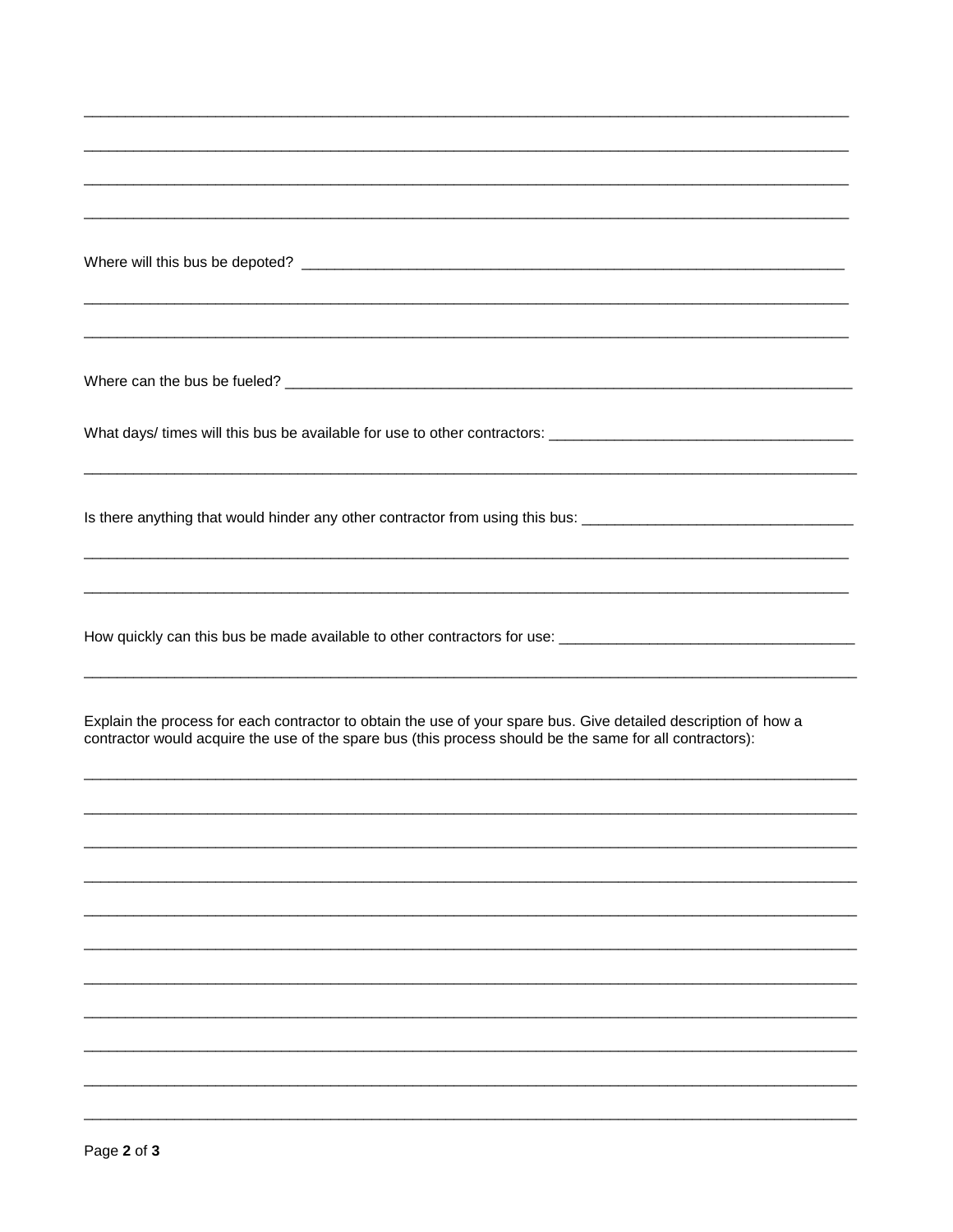____________________________________________________________________________________________

____________________________________________________________________________________________

____________________________________________________________________________________________

____________________________________________________________________________________________

Where will this bus be depoted? ______________________________________________________________________

____________________________________________________________________________________________

____________________________________________________________________________________________

Where can the bus be fueled? _________________________________________________________________________

What days/ times will this bus be available for use to other contractors: ______________________________________

____________________________________________________________________________________________

Is there anything that would hinder any other contractor from using this bus: _________________________________

____________________________________________________________________________________________

____________________________________________________________________________________________

How quickly can this bus be made available to other contractors for use: ____________________________________

____________________________________________________________________________________________

Explain the process for each contractor to obtain the use of your spare bus. Give detailed description of how a contractor would acquire the use of the spare bus (this process should be the same for all contractors):

____________________________________________________________________________________________

____________________________________________________________________________________________

____________________________________________________________________________________________

____________________________________________________________________________________________

____________________________________________________________________________________________

____________________________________________________________________________________________

____________________________________________________________________________________________

____________________________________________________________________________________________

____________________________________________________________________________________________

____________________________________________________________________________________________

____________________________________________________________________________________________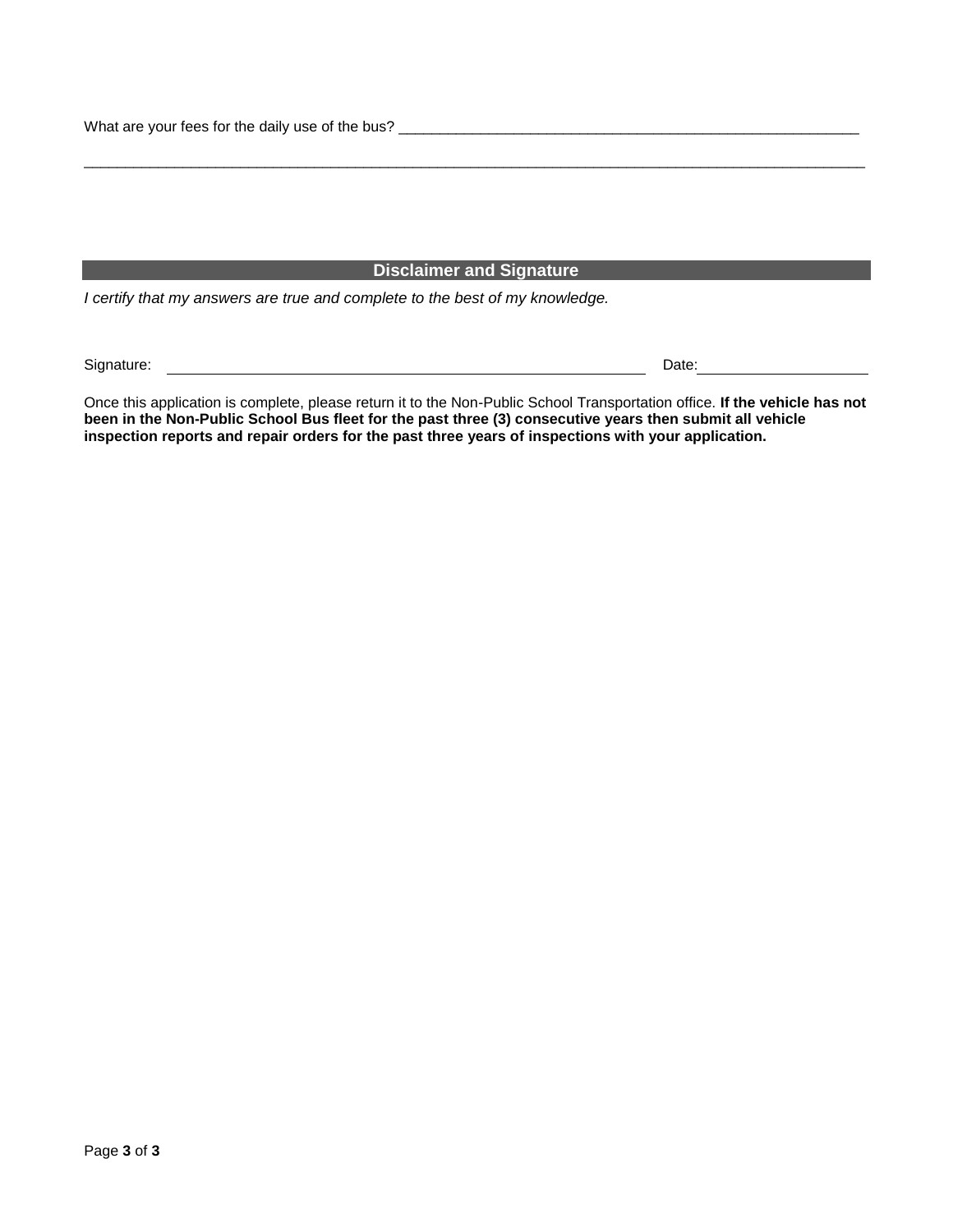What are your fees for the daily use of the bus? ___________________________________________________________

_____________________________________________________________________________________________________

## Disclaimer and Signature

*I certify that my answers are true and complete to the best of my knowledge.*

Signature: ____________________________________________________________ Date: ______________________

Once this application is complete, please return it to the Non-Public School Transportation office. **If the vehicle has not been in the Non-Public School Bus fleet for the past three (3) consecutive years then submit all vehicle inspection reports and repair orders for the past three years of inspections with your application.**